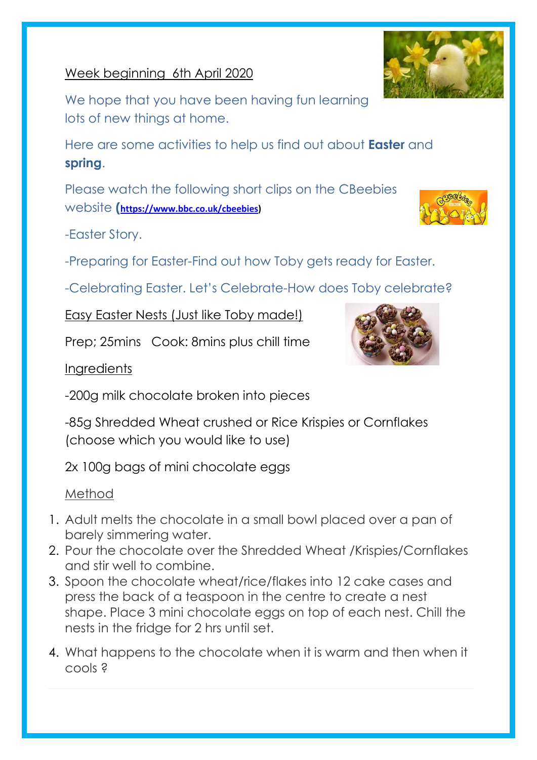Week beginning  6th April 2020

We hope that you have been having fun learning lots of new things at home.

Here are some activities to help us find out about **Easter** and **spring**.

Please watch the following short clips on the CBeebies website **(https://www.bbc.co.uk/cbeebies)**

-Easter Story.

-Preparing for Easter-Find out how Toby gets ready for Easter.

-Celebrating Easter. Let's Celebrate-How does Toby celebrate?

Easy Easter Nests (Just like Toby made!)

Prep; 25mins   Cook: 8mins plus chill time

Ingredients

-200g milk chocolate broken into pieces

-85g Shredded Wheat crushed or Rice Krispies or Cornflakes (choose which you would like to use)

2x 100g bags of mini chocolate eggs

Method

1. Adult melts the chocolate in a small bowl placed over a pan of barely simmering water.
2. Pour the chocolate over the Shredded Wheat /Krispies/Cornflakes and stir well to combine.
3. Spoon the chocolate wheat/rice/flakes into 12 cake cases and press the back of a teaspoon in the centre to create a nest shape. Place 3 mini chocolate eggs on top of each nest. Chill the nests in the fridge for 2 hrs until set.
4. What happens to the chocolate when it is warm and then when it cools ?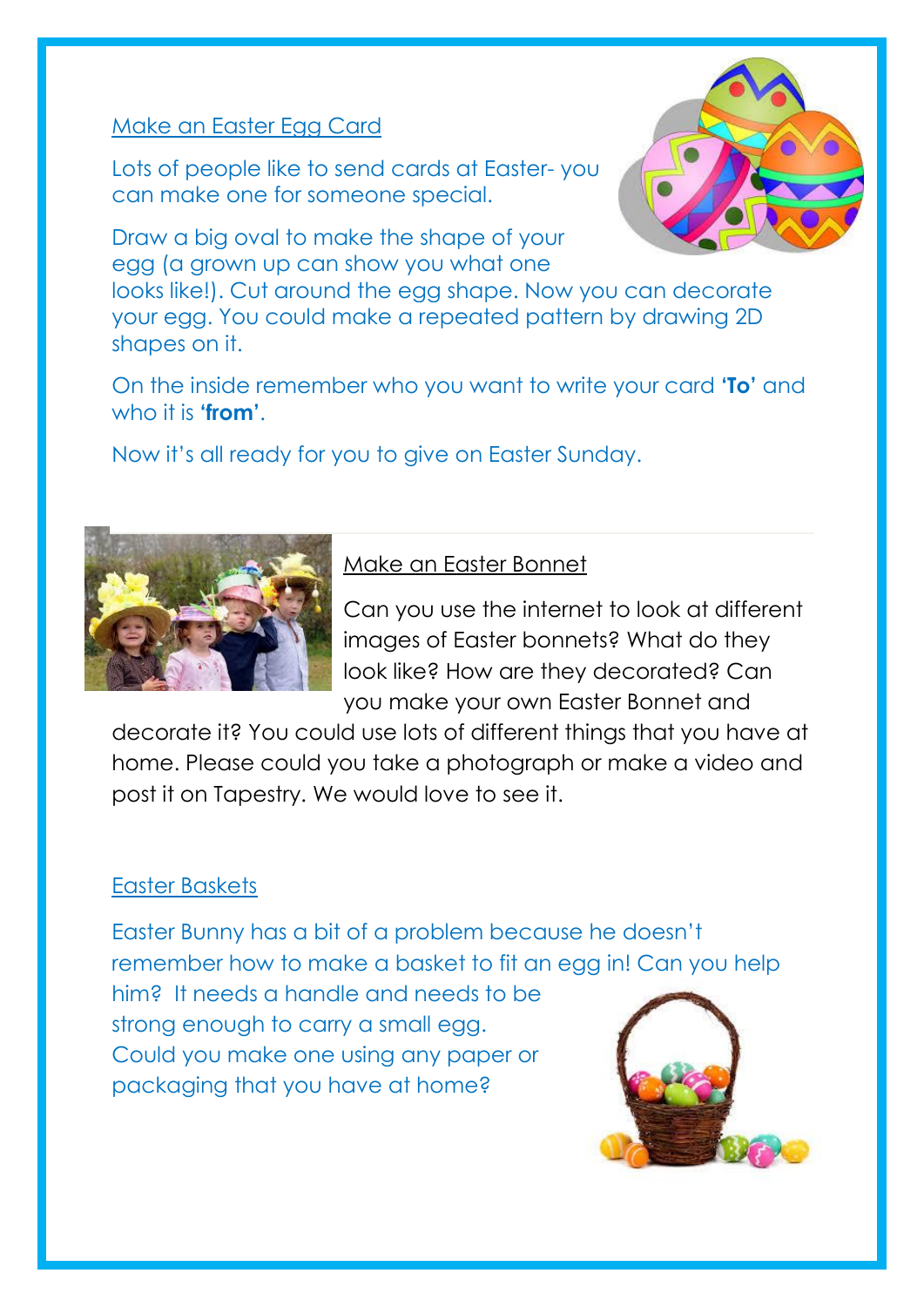## Make an Easter Egg Card

Lots of people like to send cards at Easter- you can make one for someone special.

Draw a big oval to make the shape of your egg (a grown up can show you what one looks like!). Cut around the egg shape. Now you can decorate your egg. You could make a repeated pattern by drawing 2D shapes on it.

On the inside remember who you want to write your card **'To'** and who it is **'from'**.

Now it's all ready for you to give on Easter Sunday.

## Make an Easter Bonnet

Can you use the internet to look at different images of Easter bonnets? What do they look like? How are they decorated? Can you make your own Easter Bonnet and decorate it? You could use lots of different things that you have at home. Please could you take a photograph or make a video and post it on Tapestry. We would love to see it.

## Easter Baskets

Easter Bunny has a bit of a problem because he doesn't remember how to make a basket to fit an egg in! Can you help him? It needs a handle and needs to be strong enough to carry a small egg. Could you make one using any paper or packaging that you have at home?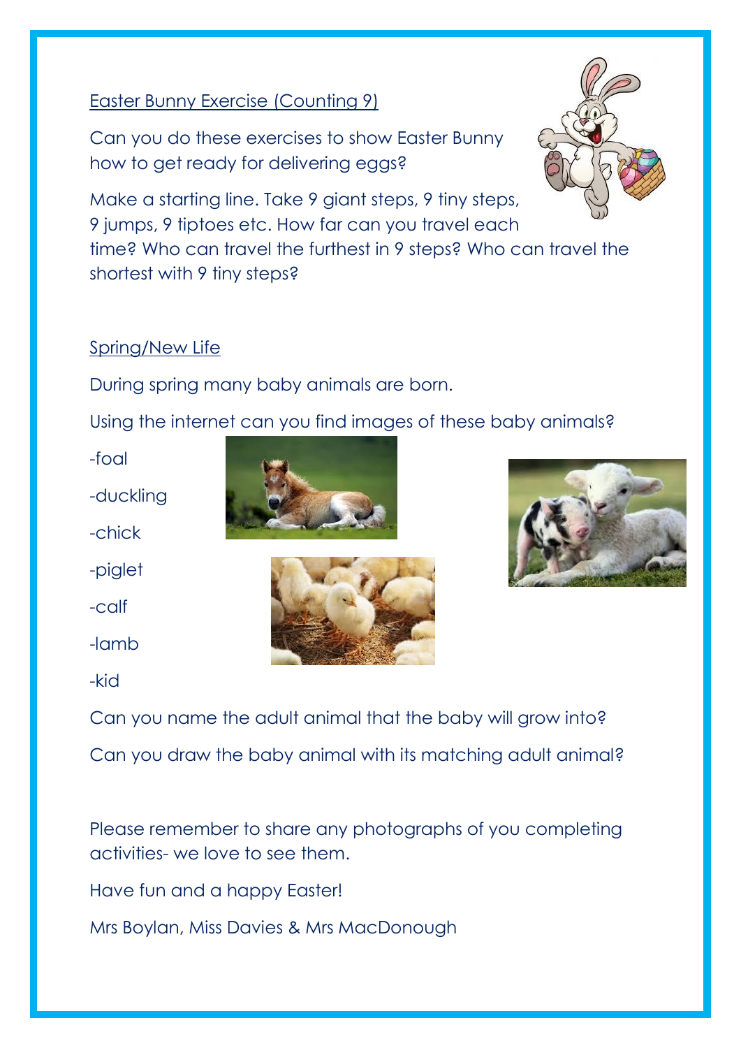Easer Bunny Exercise (Counting 9)

Can you do these exercises to show Easter Bunny how to get ready for delivering eggs?

Make a starting line. Take 9 giant steps, 9 tiny steps, 9 jumps, 9 tiptoes etc. How far can you travel each time? Who can travel the furthest in 9 steps? Who can travel the shortest with 9 tiny steps?

Spring/New Life

During spring many baby animals are born.

Using the internet can you find images of these baby animals?

-foal

-duckling

-chick

-piglet

-calf

-lamb

-kid

Can you name the adult animal that the baby will grow into?

Can you draw the baby animal with its matching adult animal?

Please remember to share any photographs of you completing activities- we love to see them.

Have fun and a happy Easter!

Mrs Boylan, Miss Davies & Mrs MacDonough